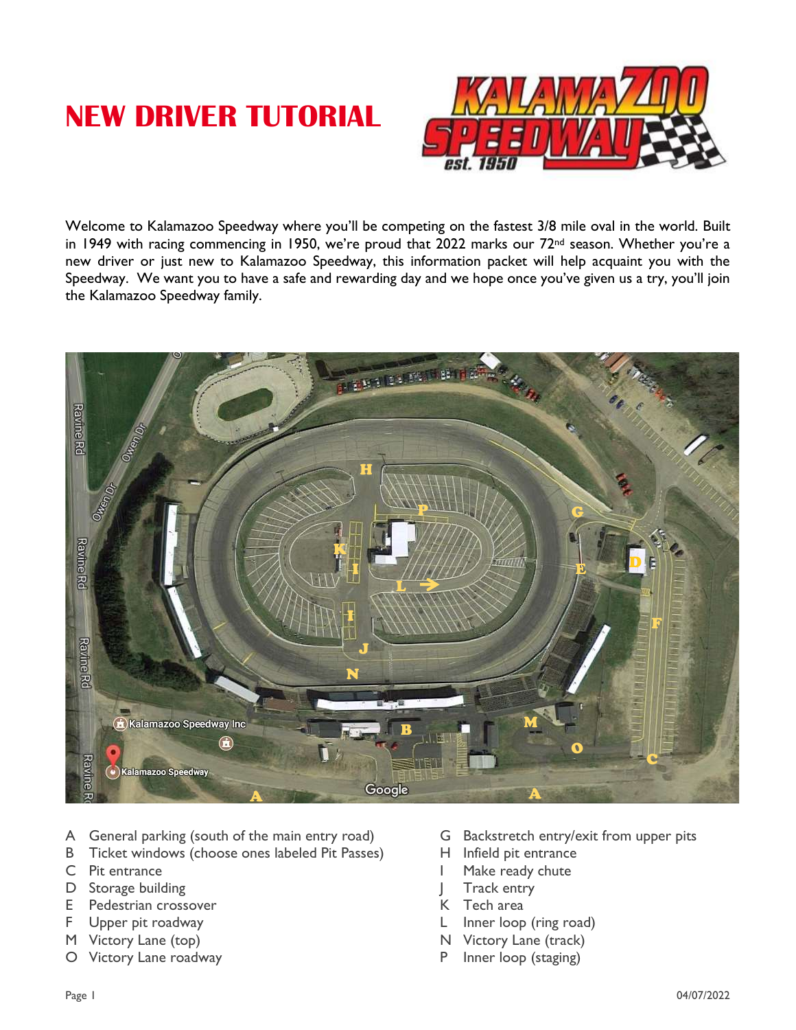# NEW DRIVER TUTORIAL

Welcome to Kalamazoo Speedway where you'll be competing on the fastest 3/8 mile oval in the world. Built in 1949 with racing commencing in 1950, we're proud that 2022 marks our 72nd season. Whether you're a new driver or just new to Kalamazoo Speedway, this information packet will help acquaint you with the Speedway. We want you to have a safe and rewarding day and we hope once you've given us a try, you'll join the Kalamazoo Speedway family.

- A General parking (south of the main entry road)
- B Ticket windows (choose ones labeled Pit Passes)
- C Pit entrance
- D Storage building
- E Pedestrian crossover
- F Upper pit roadway
- M Victory Lane (top)
- O Victory Lane roadway
- G Backstretch entry/exit from upper pits
- H Infield pit entrance
- I Make ready chute
- J Track entry
- K Tech area
- L Inner loop (ring road)
- N Victory Lane (track)
- P Inner loop (staging)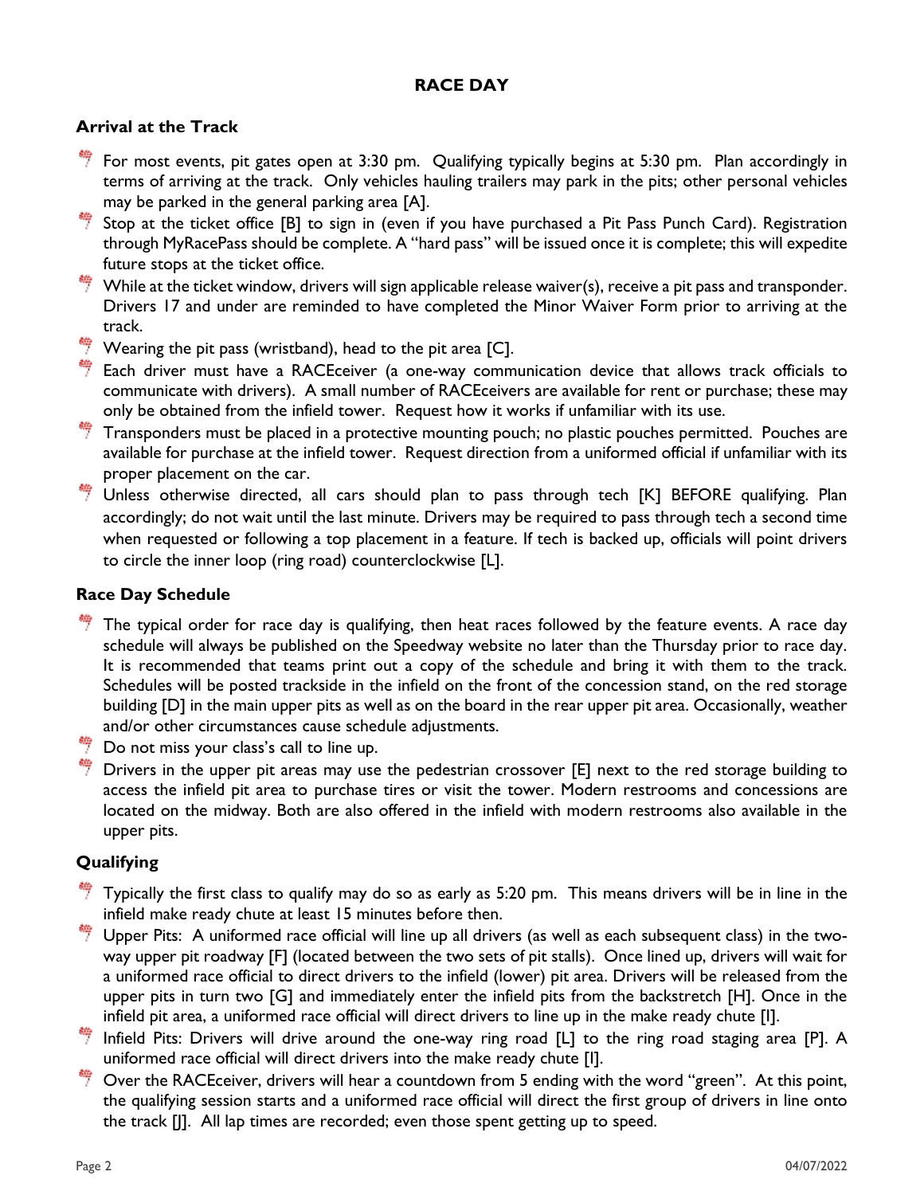## RACE DAY

### Arrival at the Track

- For most events, pit gates open at 3:30 pm. Qualifying typically begins at 5:30 pm. Plan accordingly in terms of arriving at the track. Only vehicles hauling trailers may park in the pits; other personal vehicles may be parked in the general parking area [A].
- Stop at the ticket office [B] to sign in (even if you have purchased a Pit Pass Punch Card). Registration through MyRacePass should be complete. A "hard pass" will be issued once it is complete; this will expedite future stops at the ticket office.
- While at the ticket window, drivers will sign applicable release waiver(s), receive a pit pass and transponder. Drivers 17 and under are reminded to have completed the Minor Waiver Form prior to arriving at the track.
- Wearing the pit pass (wristband), head to the pit area [C].
- Each driver must have a RACEceiver (a one-way communication device that allows track officials to communicate with drivers). A small number of RACEceivers are available for rent or purchase; these may only be obtained from the infield tower. Request how it works if unfamiliar with its use.
- Transponders must be placed in a protective mounting pouch; no plastic pouches permitted. Pouches are available for purchase at the infield tower. Request direction from a uniformed official if unfamiliar with its proper placement on the car.
- Unless otherwise directed, all cars should plan to pass through tech [K] BEFORE qualifying. Plan accordingly; do not wait until the last minute. Drivers may be required to pass through tech a second time when requested or following a top placement in a feature. If tech is backed up, officials will point drivers to circle the inner loop (ring road) counterclockwise [L].

### Race Day Schedule

- The typical order for race day is qualifying, then heat races followed by the feature events. A race day schedule will always be published on the Speedway website no later than the Thursday prior to race day. It is recommended that teams print out a copy of the schedule and bring it with them to the track. Schedules will be posted trackside in the infield on the front of the concession stand, on the red storage building [D] in the main upper pits as well as on the board in the rear upper pit area. Occasionally, weather and/or other circumstances cause schedule adjustments.
- Do not miss your class's call to line up.
- Drivers in the upper pit areas may use the pedestrian crossover [E] next to the red storage building to access the infield pit area to purchase tires or visit the tower. Modern restrooms and concessions are located on the midway. Both are also offered in the infield with modern restrooms also available in the upper pits.

### Qualifying

- Typically the first class to qualify may do so as early as 5:20 pm. This means drivers will be in line in the infield make ready chute at least 15 minutes before then.
- Upper Pits: A uniformed race official will line up all drivers (as well as each subsequent class) in the two-way upper pit roadway [F] (located between the two sets of pit stalls). Once lined up, drivers will wait for a uniformed race official to direct drivers to the infield (lower) pit area. Drivers will be released from the upper pits in turn two [G] and immediately enter the infield pits from the backstretch [H]. Once in the infield pit area, a uniformed race official will direct drivers to line up in the make ready chute [I].
- Infield Pits: Drivers will drive around the one-way ring road [L] to the ring road staging area [P]. A uniformed race official will direct drivers into the make ready chute [I].
- Over the RACEceiver, drivers will hear a countdown from 5 ending with the word "green". At this point, the qualifying session starts and a uniformed race official will direct the first group of drivers in line onto the track [J]. All lap times are recorded; even those spent getting up to speed.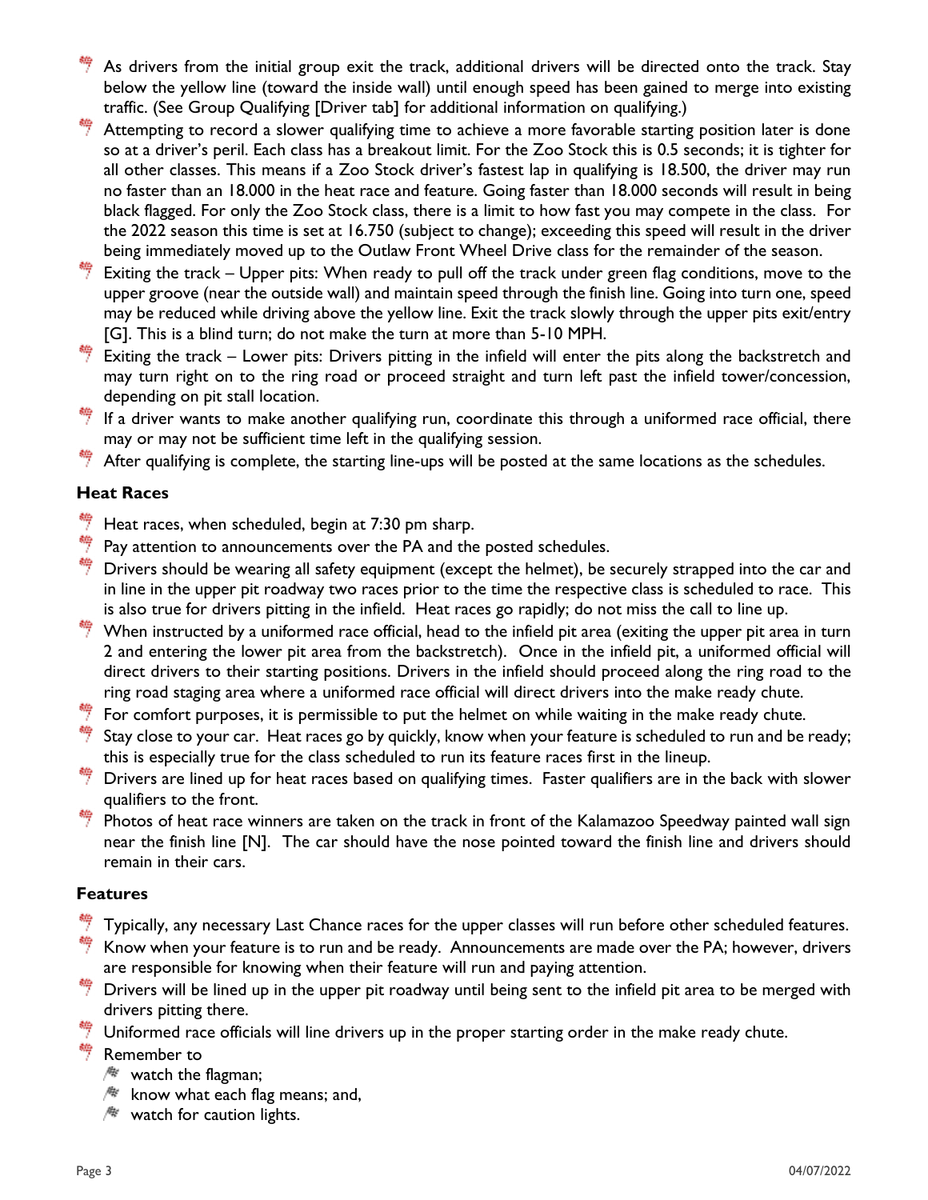- As drivers from the initial group exit the track, additional drivers will be directed onto the track. Stay below the yellow line (toward the inside wall) until enough speed has been gained to merge into existing traffic. (See Group Qualifying [Driver tab] for additional information on qualifying.)
- Attempting to record a slower qualifying time to achieve a more favorable starting position later is done so at a driver's peril. Each class has a breakout limit. For the Zoo Stock this is 0.5 seconds; it is tighter for all other classes. This means if a Zoo Stock driver's fastest lap in qualifying is 18.500, the driver may run no faster than an 18.000 in the heat race and feature. Going faster than 18.000 seconds will result in being black flagged. For only the Zoo Stock class, there is a limit to how fast you may compete in the class. For the 2022 season this time is set at 16.750 (subject to change); exceeding this speed will result in the driver being immediately moved up to the Outlaw Front Wheel Drive class for the remainder of the season.
- Exiting the track – Upper pits: When ready to pull off the track under green flag conditions, move to the upper groove (near the outside wall) and maintain speed through the finish line. Going into turn one, speed may be reduced while driving above the yellow line. Exit the track slowly through the upper pits exit/entry [G]. This is a blind turn; do not make the turn at more than 5-10 MPH.
- Exiting the track – Lower pits: Drivers pitting in the infield will enter the pits along the backstretch and may turn right on to the ring road or proceed straight and turn left past the infield tower/concession, depending on pit stall location.
- If a driver wants to make another qualifying run, coordinate this through a uniformed race official, there may or may not be sufficient time left in the qualifying session.
- After qualifying is complete, the starting line-ups will be posted at the same locations as the schedules.

### Heat Races

- Heat races, when scheduled, begin at 7:30 pm sharp.
- Pay attention to announcements over the PA and the posted schedules.
- Drivers should be wearing all safety equipment (except the helmet), be securely strapped into the car and in line in the upper pit roadway two races prior to the time the respective class is scheduled to race. This is also true for drivers pitting in the infield. Heat races go rapidly; do not miss the call to line up.
- When instructed by a uniformed race official, head to the infield pit area (exiting the upper pit area in turn 2 and entering the lower pit area from the backstretch). Once in the infield pit, a uniformed official will direct drivers to their starting positions. Drivers in the infield should proceed along the ring road to the ring road staging area where a uniformed race official will direct drivers into the make ready chute.
- For comfort purposes, it is permissible to put the helmet on while waiting in the make ready chute.
- Stay close to your car. Heat races go by quickly, know when your feature is scheduled to run and be ready; this is especially true for the class scheduled to run its feature races first in the lineup.
- Drivers are lined up for heat races based on qualifying times. Faster qualifiers are in the back with slower qualifiers to the front.
- Photos of heat race winners are taken on the track in front of the Kalamazoo Speedway painted wall sign near the finish line [N]. The car should have the nose pointed toward the finish line and drivers should remain in their cars.

### Features

- Typically, any necessary Last Chance races for the upper classes will run before other scheduled features.
- Know when your feature is to run and be ready. Announcements are made over the PA; however, drivers are responsible for knowing when their feature will run and paying attention.
- Drivers will be lined up in the upper pit roadway until being sent to the infield pit area to be merged with drivers pitting there.
- Uniformed race officials will line drivers up in the proper starting order in the make ready chute.
- Remember to
  - watch the flagman;
  - know what each flag means; and,
  - watch for caution lights.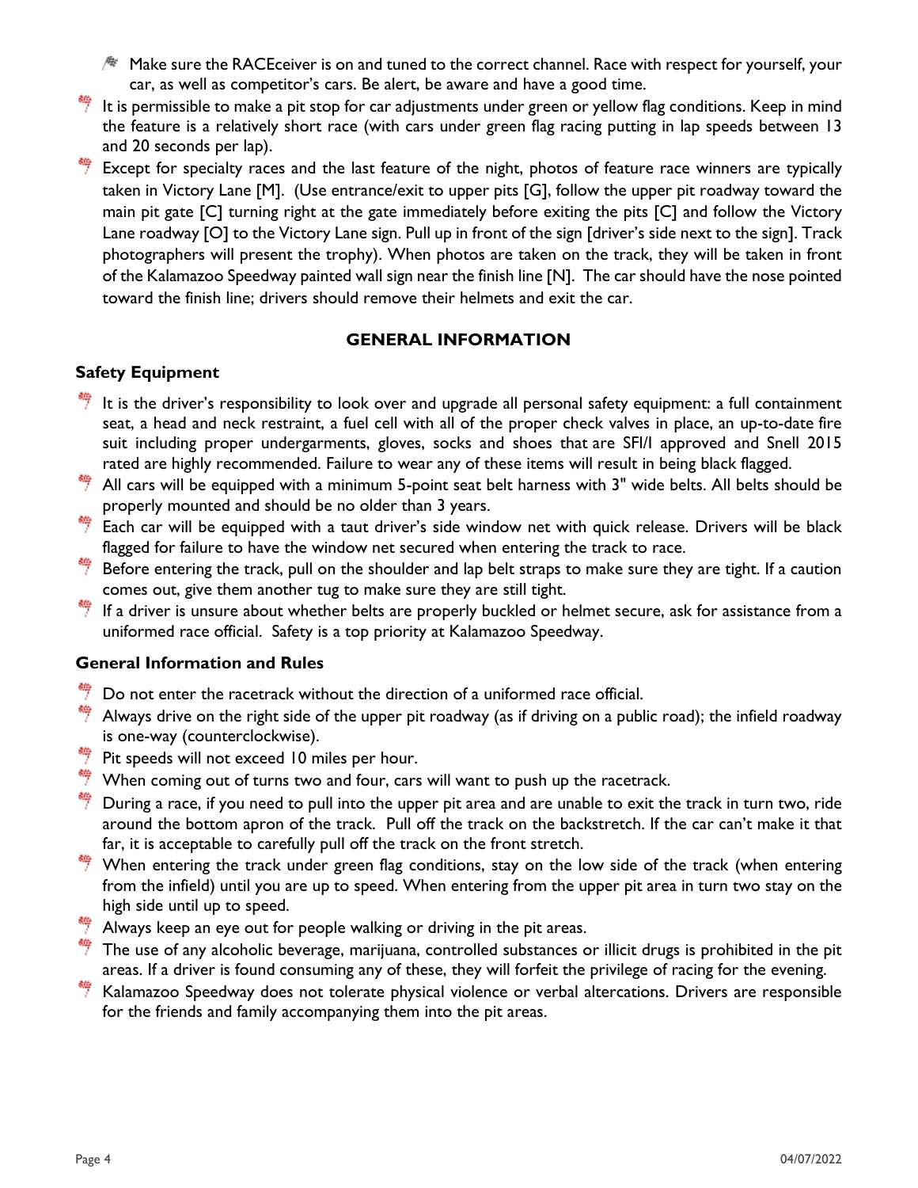- Make sure the RACEceiver is on and tuned to the correct channel. Race with respect for yourself, your car, as well as competitor's cars. Be alert, be aware and have a good time.

- It is permissible to make a pit stop for car adjustments under green or yellow flag conditions. Keep in mind the feature is a relatively short race (with cars under green flag racing putting in lap speeds between 13 and 20 seconds per lap).
- Except for specialty races and the last feature of the night, photos of feature race winners are typically taken in Victory Lane [M]. (Use entrance/exit to upper pits [G], follow the upper pit roadway toward the main pit gate [C] turning right at the gate immediately before exiting the pits [C] and follow the Victory Lane roadway [O] to the Victory Lane sign. Pull up in front of the sign [driver's side next to the sign]. Track photographers will present the trophy). When photos are taken on the track, they will be taken in front of the Kalamazoo Speedway painted wall sign near the finish line [N]. The car should have the nose pointed toward the finish line; drivers should remove their helmets and exit the car.

## GENERAL INFORMATION

### Safety Equipment

- It is the driver's responsibility to look over and upgrade all personal safety equipment: a full containment seat, a head and neck restraint, a fuel cell with all of the proper check valves in place, an up-to-date fire suit including proper undergarments, gloves, socks and shoes that are SFI/I approved and Snell 2015 rated are highly recommended. Failure to wear any of these items will result in being black flagged.
- All cars will be equipped with a minimum 5-point seat belt harness with 3" wide belts. All belts should be properly mounted and should be no older than 3 years.
- Each car will be equipped with a taut driver's side window net with quick release. Drivers will be black flagged for failure to have the window net secured when entering the track to race.
- Before entering the track, pull on the shoulder and lap belt straps to make sure they are tight. If a caution comes out, give them another tug to make sure they are still tight.
- If a driver is unsure about whether belts are properly buckled or helmet secure, ask for assistance from a uniformed race official. Safety is a top priority at Kalamazoo Speedway.

### General Information and Rules

- Do not enter the racetrack without the direction of a uniformed race official.
- Always drive on the right side of the upper pit roadway (as if driving on a public road); the infield roadway is one-way (counterclockwise).
- Pit speeds will not exceed 10 miles per hour.
- When coming out of turns two and four, cars will want to push up the racetrack.
- During a race, if you need to pull into the upper pit area and are unable to exit the track in turn two, ride around the bottom apron of the track. Pull off the track on the backstretch. If the car can't make it that far, it is acceptable to carefully pull off the track on the front stretch.
- When entering the track under green flag conditions, stay on the low side of the track (when entering from the infield) until you are up to speed. When entering from the upper pit area in turn two stay on the high side until up to speed.
- Always keep an eye out for people walking or driving in the pit areas.
- The use of any alcoholic beverage, marijuana, controlled substances or illicit drugs is prohibited in the pit areas. If a driver is found consuming any of these, they will forfeit the privilege of racing for the evening.
- Kalamazoo Speedway does not tolerate physical violence or verbal altercations. Drivers are responsible for the friends and family accompanying them into the pit areas.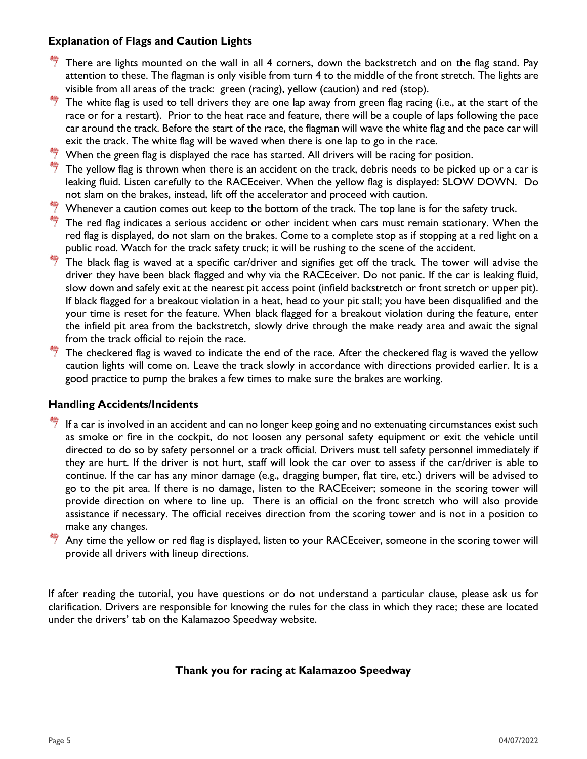**Explanation of Flags and Caution Lights**

- There are lights mounted on the wall in all 4 corners, down the backstretch and on the flag stand. Pay attention to these. The flagman is only visible from turn 4 to the middle of the front stretch. The lights are visible from all areas of the track: green (racing), yellow (caution) and red (stop).
- The white flag is used to tell drivers they are one lap away from green flag racing (i.e., at the start of the race or for a restart). Prior to the heat race and feature, there will be a couple of laps following the pace car around the track. Before the start of the race, the flagman will wave the white flag and the pace car will exit the track. The white flag will be waved when there is one lap to go in the race.
- When the green flag is displayed the race has started. All drivers will be racing for position.
- The yellow flag is thrown when there is an accident on the track, debris needs to be picked up or a car is leaking fluid. Listen carefully to the RACEceiver. When the yellow flag is displayed: SLOW DOWN. Do not slam on the brakes, instead, lift off the accelerator and proceed with caution.
- Whenever a caution comes out keep to the bottom of the track. The top lane is for the safety truck.
- The red flag indicates a serious accident or other incident when cars must remain stationary. When the red flag is displayed, do not slam on the brakes. Come to a complete stop as if stopping at a red light on a public road. Watch for the track safety truck; it will be rushing to the scene of the accident.
- The black flag is waved at a specific car/driver and signifies get off the track. The tower will advise the driver they have been black flagged and why via the RACEceiver. Do not panic. If the car is leaking fluid, slow down and safely exit at the nearest pit access point (infield backstretch or front stretch or upper pit). If black flagged for a breakout violation in a heat, head to your pit stall; you have been disqualified and the your time is reset for the feature. When black flagged for a breakout violation during the feature, enter the infield pit area from the backstretch, slowly drive through the make ready area and await the signal from the track official to rejoin the race.
- The checkered flag is waved to indicate the end of the race. After the checkered flag is waved the yellow caution lights will come on. Leave the track slowly in accordance with directions provided earlier. It is a good practice to pump the brakes a few times to make sure the brakes are working.

**Handling Accidents/Incidents**

- If a car is involved in an accident and can no longer keep going and no extenuating circumstances exist such as smoke or fire in the cockpit, do not loosen any personal safety equipment or exit the vehicle until directed to do so by safety personnel or a track official. Drivers must tell safety personnel immediately if they are hurt. If the driver is not hurt, staff will look the car over to assess if the car/driver is able to continue. If the car has any minor damage (e.g., dragging bumper, flat tire, etc.) drivers will be advised to go to the pit area. If there is no damage, listen to the RACEceiver; someone in the scoring tower will provide direction on where to line up. There is an official on the front stretch who will also provide assistance if necessary. The official receives direction from the scoring tower and is not in a position to make any changes.
- Any time the yellow or red flag is displayed, listen to your RACEceiver, someone in the scoring tower will provide all drivers with lineup directions.

If after reading the tutorial, you have questions or do not understand a particular clause, please ask us for clarification. Drivers are responsible for knowing the rules for the class in which they race; these are located under the drivers' tab on the Kalamazoo Speedway website.

**Thank you for racing at Kalamazoo Speedway**

04/07/2022